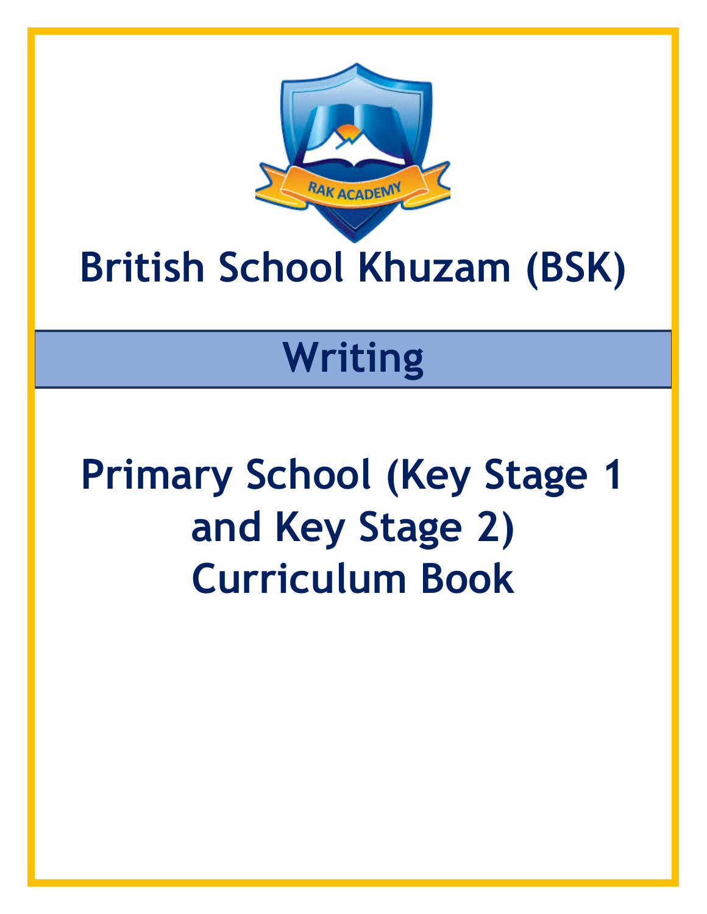RAK ACADEMY

# British School Khuzam (BSK)

## Writing

# Primary School (Key Stage 1 and Key Stage 2) Curriculum Book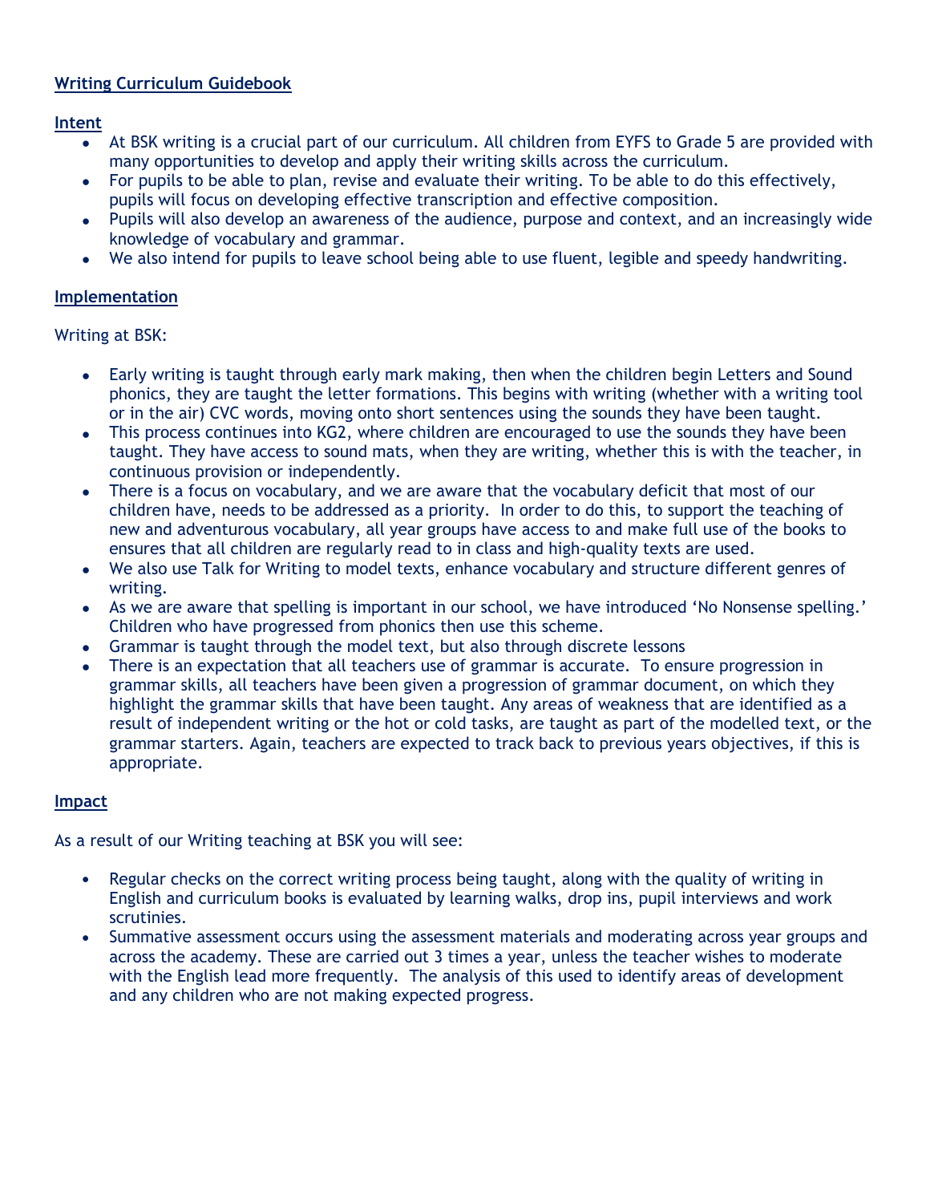**Writing Curriculum Guidebook**

## Intent

- At BSK writing is a crucial part of our curriculum. All children from EYFS to Grade 5 are provided with many opportunities to develop and apply their writing skills across the curriculum.
- For pupils to be able to plan, revise and evaluate their writing. To be able to do this effectively, pupils will focus on developing effective transcription and effective composition.
- Pupils will also develop an awareness of the audience, purpose and context, and an increasingly wide knowledge of vocabulary and grammar.
- We also intend for pupils to leave school being able to use fluent, legible and speedy handwriting.

## Implementation

Writing at BSK:

- Early writing is taught through early mark making, then when the children begin Letters and Sound phonics, they are taught the letter formations. This begins with writing (whether with a writing tool or in the air) CVC words, moving onto short sentences using the sounds they have been taught.
- This process continues into KG2, where children are encouraged to use the sounds they have been taught. They have access to sound mats, when they are writing, whether this is with the teacher, in continuous provision or independently.
- There is a focus on vocabulary, and we are aware that the vocabulary deficit that most of our children have, needs to be addressed as a priority. In order to do this, to support the teaching of new and adventurous vocabulary, all year groups have access to and make full use of the books to ensures that all children are regularly read to in class and high-quality texts are used.
- We also use Talk for Writing to model texts, enhance vocabulary and structure different genres of writing.
- As we are aware that spelling is important in our school, we have introduced 'No Nonsense spelling.' Children who have progressed from phonics then use this scheme.
- Grammar is taught through the model text, but also through discrete lessons
- There is an expectation that all teachers use of grammar is accurate. To ensure progression in grammar skills, all teachers have been given a progression of grammar document, on which they highlight the grammar skills that have been taught. Any areas of weakness that are identified as a result of independent writing or the hot or cold tasks, are taught as part of the modelled text, or the grammar starters. Again, teachers are expected to track back to previous years objectives, if this is appropriate.

## Impact

As a result of our Writing teaching at BSK you will see:

- Regular checks on the correct writing process being taught, along with the quality of writing in English and curriculum books is evaluated by learning walks, drop ins, pupil interviews and work scrutinies.
- Summative assessment occurs using the assessment materials and moderating across year groups and across the academy. These are carried out 3 times a year, unless the teacher wishes to moderate with the English lead more frequently. The analysis of this used to identify areas of development and any children who are not making expected progress.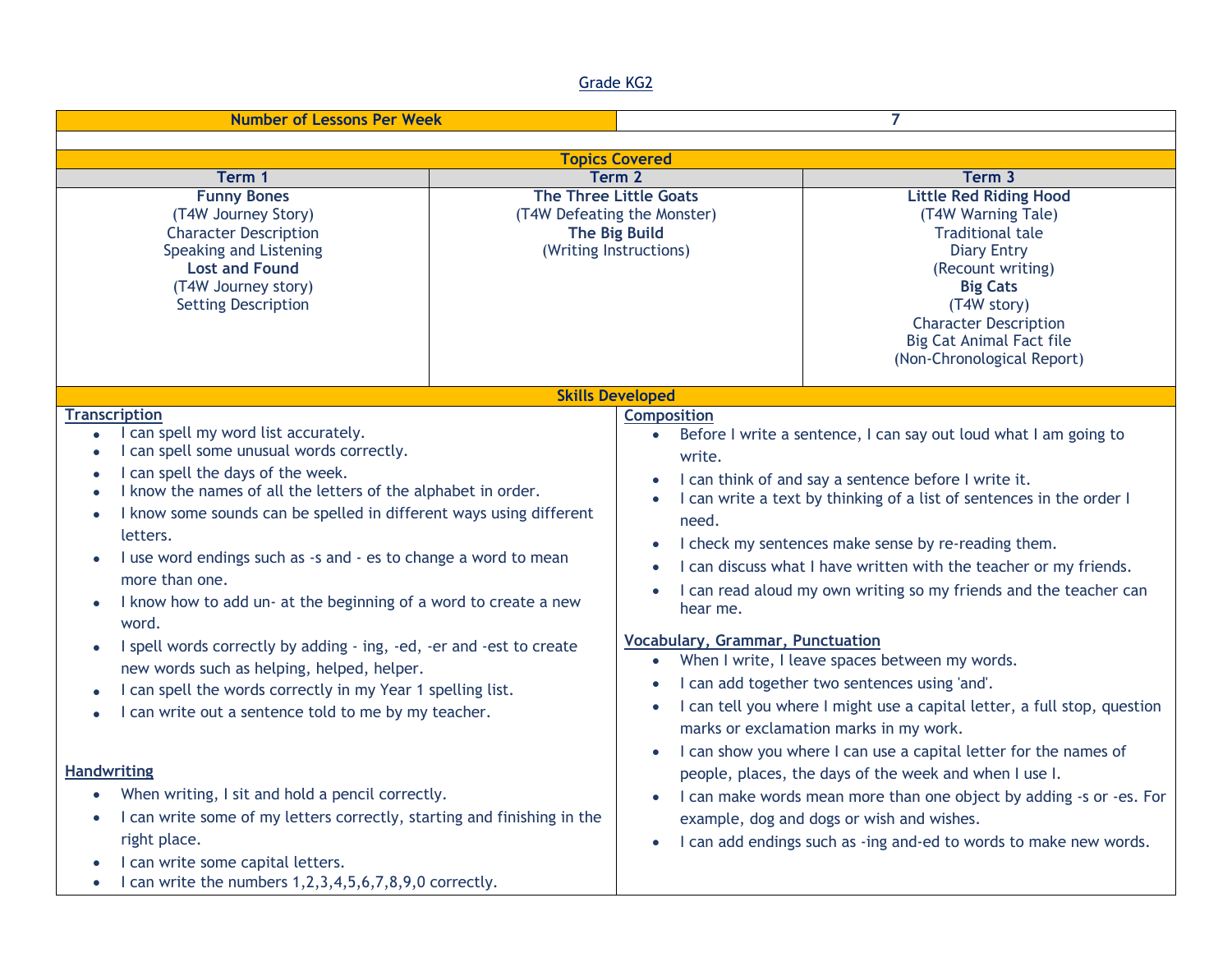Grade KG2

| Number of Lessons Per Week | 7 |
|---|---|

**Topics Covered**

| Term 1 | Term 2 | Term 3 |
|---|---|---|
| **Funny Bones**<br>(T4W Journey Story)<br>Character Description<br>Speaking and Listening<br>**Lost and Found**<br>(T4W Journey story)<br>Setting Description | **The Three Little Goats**<br>(T4W Defeating the Monster)<br>**The Big Build**<br>(Writing Instructions) | **Little Red Riding Hood**<br>(T4W Warning Tale)<br>Traditional tale<br>Diary Entry<br>(Recount writing)<br>**Big Cats**<br>(T4W story)<br>Character Description<br>Big Cat Animal Fact file<br>(Non-Chronological Report) |

**Skills Developed**

**Transcription**

- I can spell my word list accurately.
- I can spell some unusual words correctly.
- I can spell the days of the week.
- I know the names of all the letters of the alphabet in order.
- I know some sounds can be spelled in different ways using different letters.
- I use word endings such as -s and - es to change a word to mean more than one.
- I know how to add un- at the beginning of a word to create a new word.
- I spell words correctly by adding - ing, -ed, -er and -est to create new words such as helping, helped, helper.
- I can spell the words correctly in my Year 1 spelling list.
- I can write out a sentence told to me by my teacher.

**Handwriting**

- When writing, I sit and hold a pencil correctly.
- I can write some of my letters correctly, starting and finishing in the right place.
- I can write some capital letters.
- I can write the numbers 1,2,3,4,5,6,7,8,9,0 correctly.

**Composition**

- Before I write a sentence, I can say out loud what I am going to write.
- I can think of and say a sentence before I write it.
- I can write a text by thinking of a list of sentences in the order I need.
- I check my sentences make sense by re-reading them.
- I can discuss what I have written with the teacher or my friends.
- I can read aloud my own writing so my friends and the teacher can hear me.

**Vocabulary, Grammar, Punctuation**

- When I write, I leave spaces between my words.
- I can add together two sentences using 'and'.
- I can tell you where I might use a capital letter, a full stop, question marks or exclamation marks in my work.
- I can show you where I can use a capital letter for the names of people, places, the days of the week and when I use I.
- I can make words mean more than one object by adding -s or -es. For example, dog and dogs or wish and wishes.
- I can add endings such as -ing and-ed to words to make new words.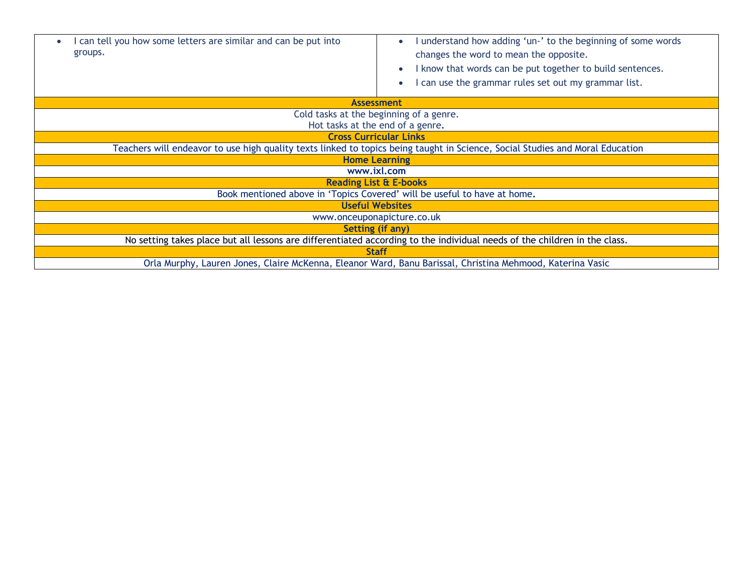| | |
|---|---|
| • I can tell you how some letters are similar and can be put into groups. | • I understand how adding 'un-' to the beginning of some words changes the word to mean the opposite.<br>• I know that words can be put together to build sentences.<br>• I can use the grammar rules set out my grammar list. |

| **Assessment** |
|---|
| Cold tasks at the beginning of a genre.<br>Hot tasks at the end of a genre. |
| **Cross Curricular Links** |
| Teachers will endeavor to use high quality texts linked to topics being taught in Science, Social Studies and Moral Education |
| **Home Learning** |
| **www.ixl.com** |
| **Reading List & E-books** |
| Book mentioned above in 'Topics Covered' will be useful to have at home. |
| **Useful Websites** |
| www.onceuponapicture.co.uk |
| **Setting (if any)** |
| No setting takes place but all lessons are differentiated according to the individual needs of the children in the class. |
| **Staff** |
| Orla Murphy, Lauren Jones, Claire McKenna, Eleanor Ward, Banu Barissal, Christina Mehmood, Katerina Vasic |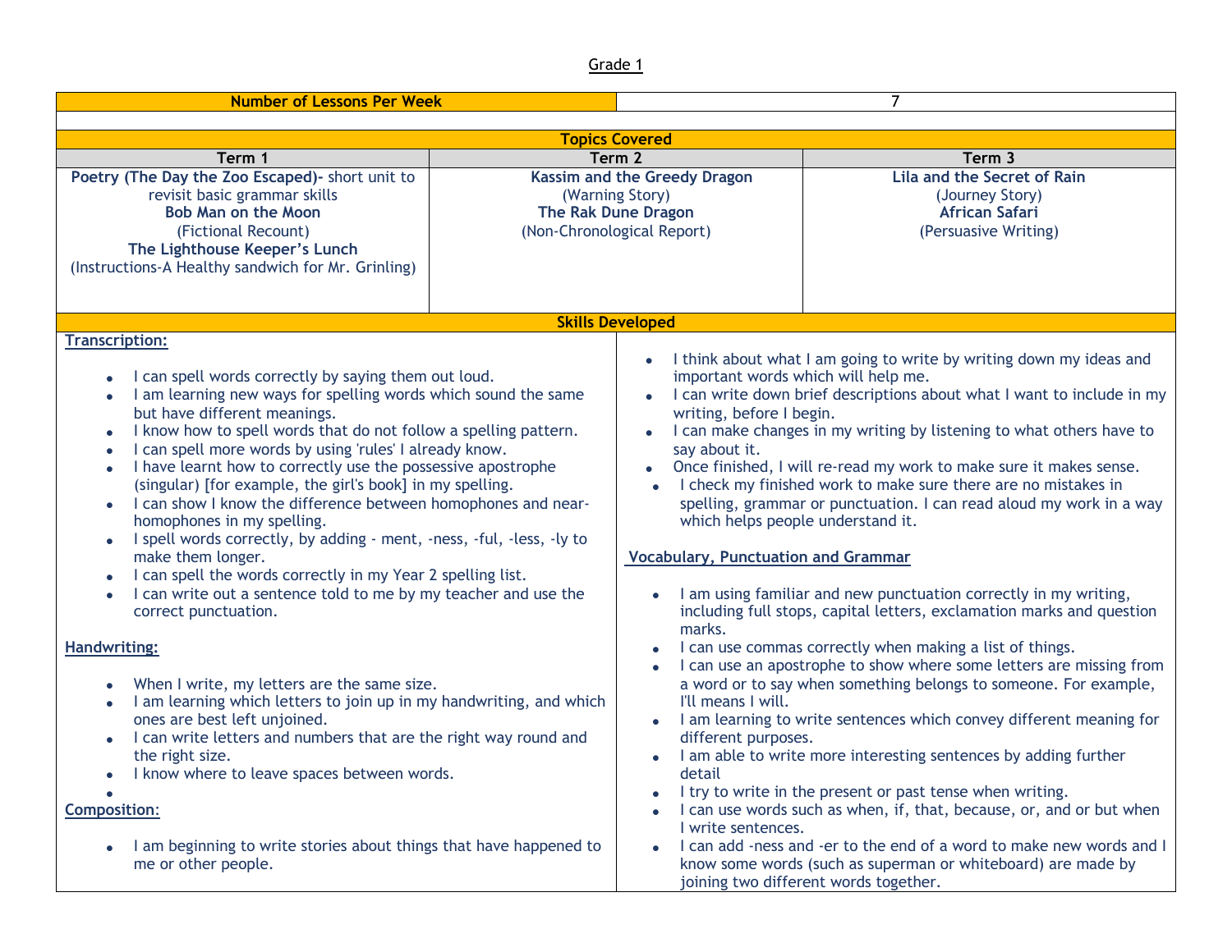Grade 1

| Number of Lessons Per Week | 7 |
| --- | --- |

**Topics Covered**

| Term 1 | Term 2 | Term 3 |
| --- | --- | --- |
| **Poetry (The Day the Zoo Escaped)-** short unit to revisit basic grammar skills<br>**Bob Man on the Moon**<br>(Fictional Recount)<br>**The Lighthouse Keeper's Lunch**<br>(Instructions-A Healthy sandwich for Mr. Grinling) | **Kassim and the Greedy Dragon**<br>(Warning Story)<br>**The Rak Dune Dragon**<br>(Non-Chronological Report) | **Lila and the Secret of Rain**<br>(Journey Story)<br>**African Safari**<br>(Persuasive Writing) |

**Skills Developed**

**Transcription:**

- I can spell words correctly by saying them out loud.
- I am learning new ways for spelling words which sound the same but have different meanings.
- I know how to spell words that do not follow a spelling pattern.
- I can spell more words by using 'rules' I already know.
- I have learnt how to correctly use the possessive apostrophe (singular) [for example, the girl's book] in my spelling.
- I can show I know the difference between homophones and near-homophones in my spelling.
- I spell words correctly, by adding - ment, -ness, -ful, -less, -ly to make them longer.
- I can spell the words correctly in my Year 2 spelling list.
- I can write out a sentence told to me by my teacher and use the correct punctuation.

**Handwriting:**

- When I write, my letters are the same size.
- I am learning which letters to join up in my handwriting, and which ones are best left unjoined.
- I can write letters and numbers that are the right way round and the right size.
- I know where to leave spaces between words.

**Composition:**

- I am beginning to write stories about things that have happened to me or other people.
- I think about what I am going to write by writing down my ideas and important words which will help me.
- I can write down brief descriptions about what I want to include in my writing, before I begin.
- I can make changes in my writing by listening to what others have to say about it.
- Once finished, I will re-read my work to make sure it makes sense.
- I check my finished work to make sure there are no mistakes in spelling, grammar or punctuation. I can read aloud my work in a way which helps people understand it.

**Vocabulary, Punctuation and Grammar**

- I am using familiar and new punctuation correctly in my writing, including full stops, capital letters, exclamation marks and question marks.
- I can use commas correctly when making a list of things.
- I can use an apostrophe to show where some letters are missing from a word or to say when something belongs to someone. For example, I'll means I will.
- I am learning to write sentences which convey different meaning for different purposes.
- I am able to write more interesting sentences by adding further detail
- I try to write in the present or past tense when writing.
- I can use words such as when, if, that, because, or, and or but when I write sentences.
- I can add -ness and -er to the end of a word to make new words and I know some words (such as superman or whiteboard) are made by joining two different words together.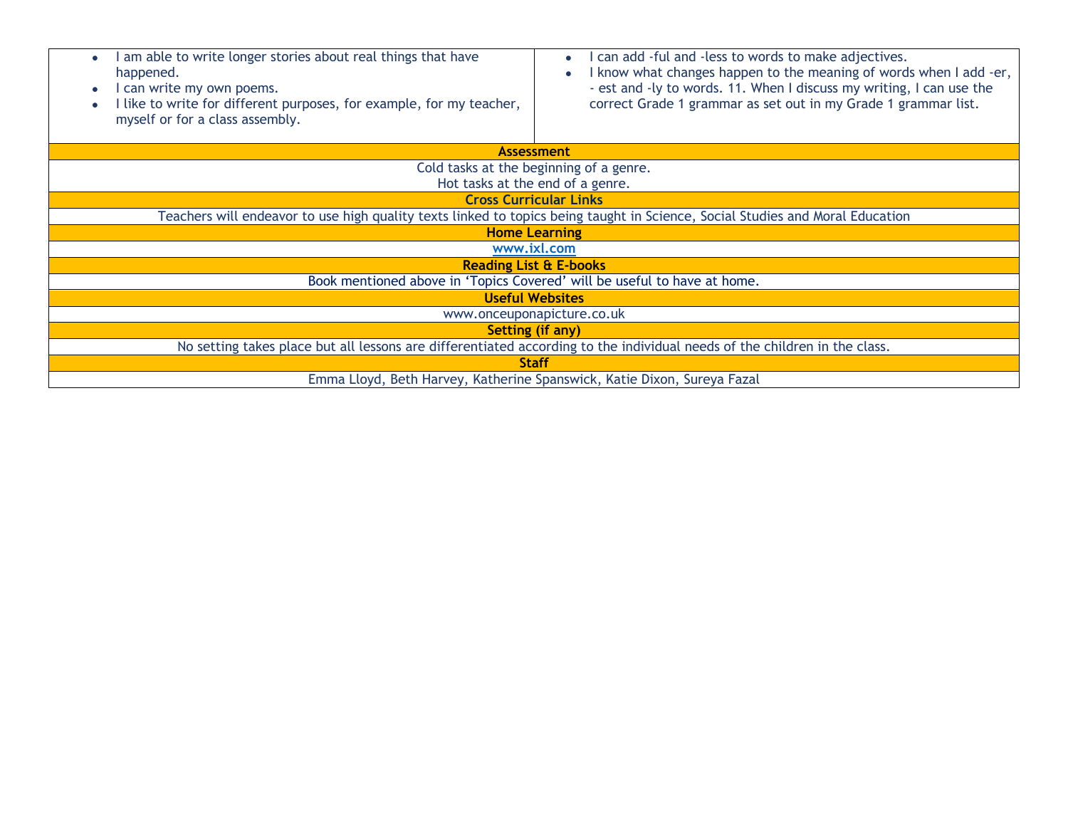| | |
|---|---|
| • I am able to write longer stories about real things that have happened.<br>• I can write my own poems.<br>• I like to write for different purposes, for example, for my teacher, myself or for a class assembly. | • I can add -ful and -less to words to make adjectives.<br>• I know what changes happen to the meaning of words when I add -er, - est and -ly to words. 11. When I discuss my writing, I can use the correct Grade 1 grammar as set out in my Grade 1 grammar list. |

| **Assessment** |
|---|
| Cold tasks at the beginning of a genre.<br>Hot tasks at the end of a genre. |
| **Cross Curricular Links** |
| Teachers will endeavor to use high quality texts linked to topics being taught in Science, Social Studies and Moral Education |
| **Home Learning** |
| **www.ixl.com** |
| **Reading List & E-books** |
| Book mentioned above in 'Topics Covered' will be useful to have at home. |
| **Useful Websites** |
| www.onceuponapicture.co.uk |
| **Setting (if any)** |
| No setting takes place but all lessons are differentiated according to the individual needs of the children in the class. |
| **Staff** |
| Emma Lloyd, Beth Harvey, Katherine Spanswick, Katie Dixon, Sureya Fazal |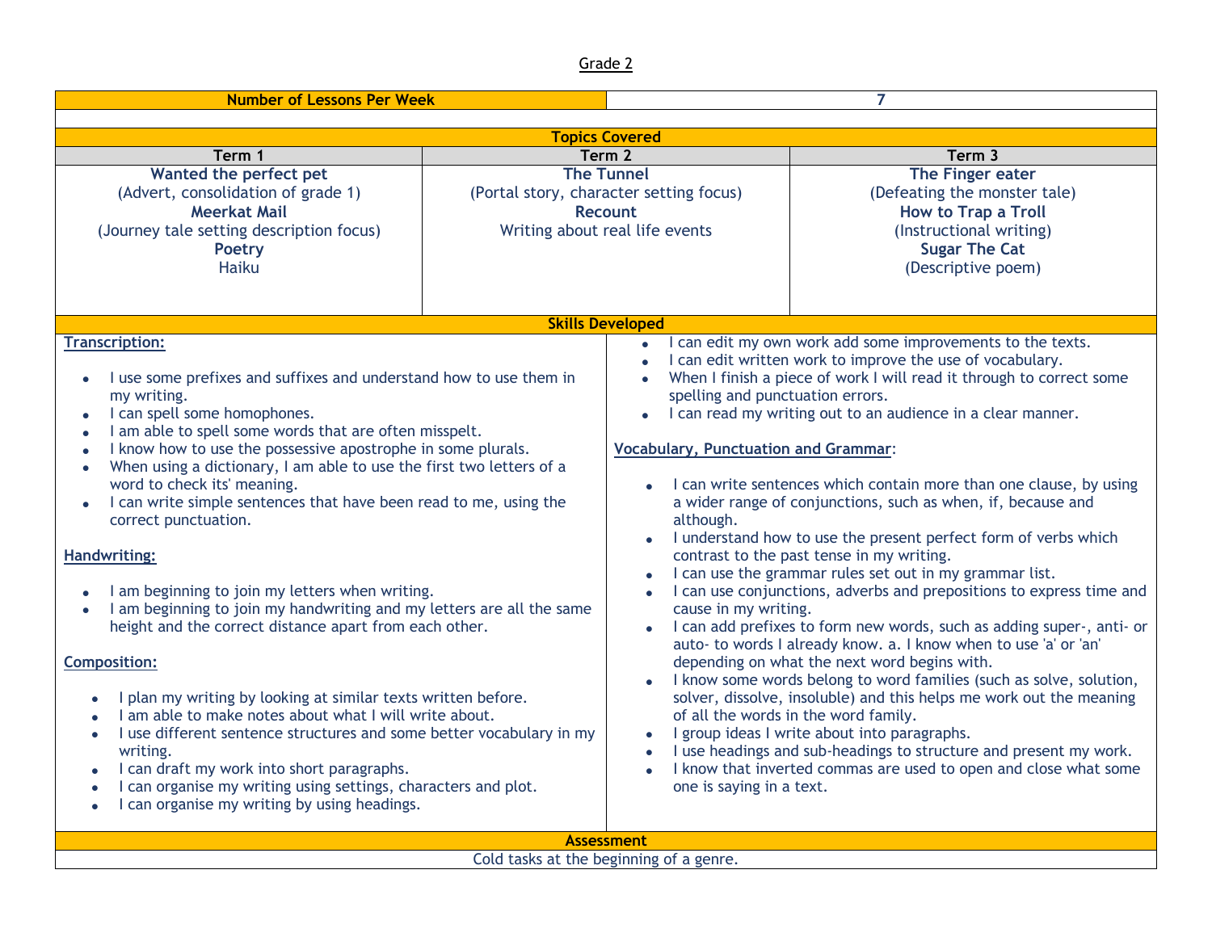Grade 2

| Number of Lessons Per Week | 7 |
|---|---|

## Topics Covered

| Term 1 | Term 2 | Term 3 |
|---|---|---|
| **Wanted the perfect pet** (Advert, consolidation of grade 1) **Meerkat Mail** (Journey tale setting description focus) **Poetry** Haiku | **The Tunnel** (Portal story, character setting focus) **Recount** Writing about real life events | **The Finger eater** (Defeating the monster tale) **How to Trap a Troll** (Instructional writing) **Sugar The Cat** (Descriptive poem) |

## Skills Developed

**Transcription:**

- I use some prefixes and suffixes and understand how to use them in my writing.
- I can spell some homophones.
- I am able to spell some words that are often misspelt.
- I know how to use the possessive apostrophe in some plurals.
- When using a dictionary, I am able to use the first two letters of a word to check its' meaning.
- I can write simple sentences that have been read to me, using the correct punctuation.

**Handwriting:**

- I am beginning to join my letters when writing.
- I am beginning to join my handwriting and my letters are all the same height and the correct distance apart from each other.

**Composition:**

- I plan my writing by looking at similar texts written before.
- I am able to make notes about what I will write about.
- I use different sentence structures and some better vocabulary in my writing.
- I can draft my work into short paragraphs.
- I can organise my writing using settings, characters and plot.
- I can organise my writing by using headings.
- I can edit my own work add some improvements to the texts.
- I can edit written work to improve the use of vocabulary.
- When I finish a piece of work I will read it through to correct some spelling and punctuation errors.
- I can read my writing out to an audience in a clear manner.

**Vocabulary, Punctuation and Grammar**:

- I can write sentences which contain more than one clause, by using a wider range of conjunctions, such as when, if, because and although.
- I understand how to use the present perfect form of verbs which contrast to the past tense in my writing.
- I can use the grammar rules set out in my grammar list.
- I can use conjunctions, adverbs and prepositions to express time and cause in my writing.
- I can add prefixes to form new words, such as adding super-, anti- or auto- to words I already know. a. I know when to use 'a' or 'an' depending on what the next word begins with.
- I know some words belong to word families (such as solve, solution, solver, dissolve, insoluble) and this helps me work out the meaning of all the words in the word family.
- I group ideas I write about into paragraphs.
- I use headings and sub-headings to structure and present my work.
- I know that inverted commas are used to open and close what some one is saying in a text.

## Assessment

Cold tasks at the beginning of a genre.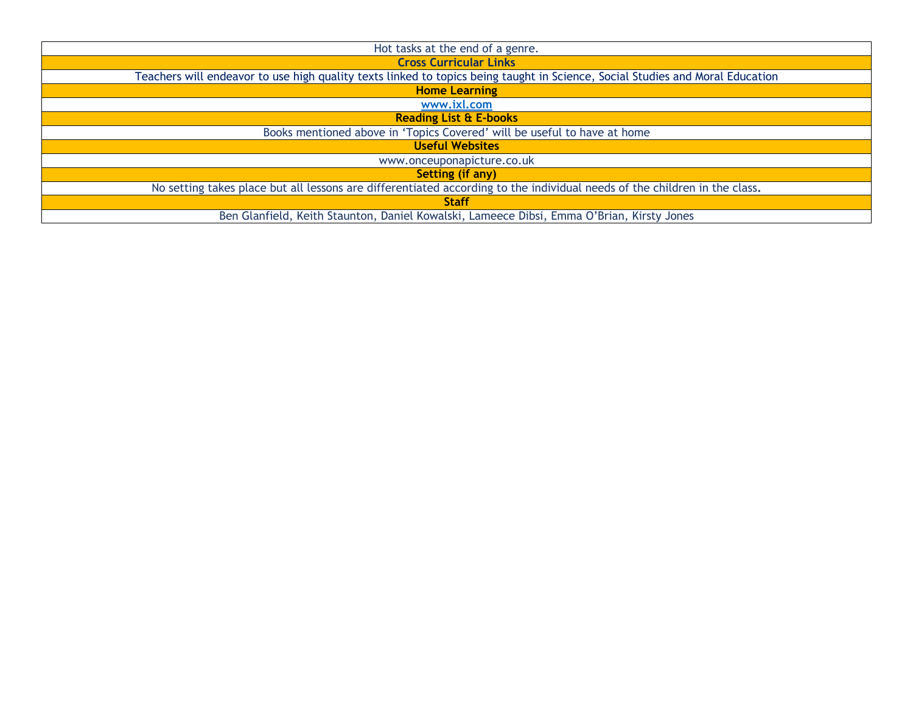| Hot tasks at the end of a genre. |
|---|
| **Cross Curricular Links** |
| Teachers will endeavor to use high quality texts linked to topics being taught in Science, Social Studies and Moral Education |
| **Home Learning** |
| **www.ixl.com** |
| **Reading List & E-books** |
| Books mentioned above in 'Topics Covered' will be useful to have at home |
| **Useful Websites** |
| www.onceuponapicture.co.uk |
| **Setting (if any)** |
| No setting takes place but all lessons are differentiated according to the individual needs of the children in the class. |
| **Staff** |
| Ben Glanfield, Keith Staunton, Daniel Kowalski, Lameece Dibsi, Emma O'Brian, Kirsty Jones |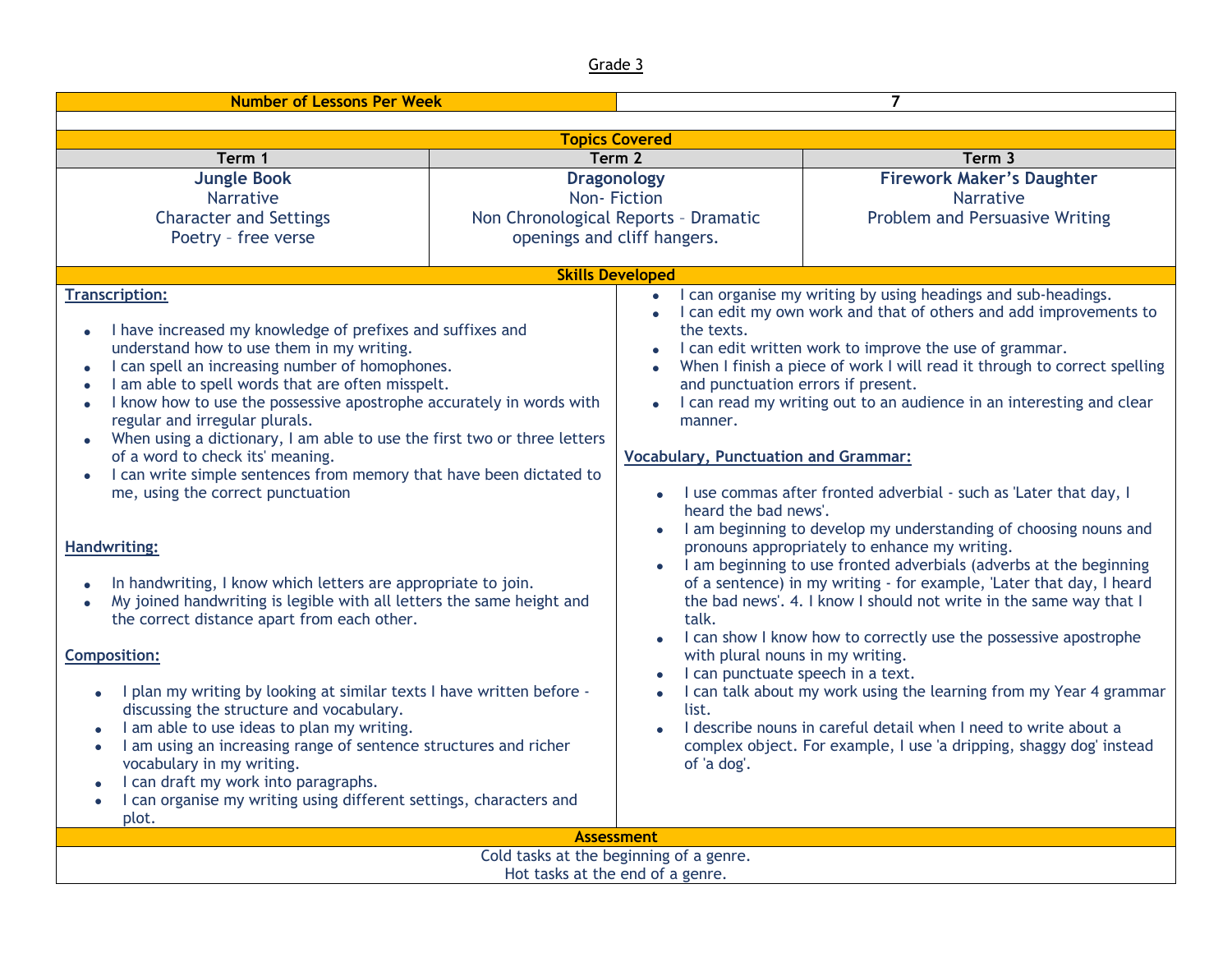Grade 3

| Number of Lessons Per Week | 7 |
|---|---|

**Topics Covered**

| Term 1 | Term 2 | Term 3 |
|---|---|---|
| **Jungle Book**<br>Narrative<br>Character and Settings<br>Poetry – free verse | **Dragonology**<br>Non- Fiction<br>Non Chronological Reports – Dramatic openings and cliff hangers. | **Firework Maker's Daughter**<br>Narrative<br>Problem and Persuasive Writing |

**Skills Developed**

**Transcription:**

- I have increased my knowledge of prefixes and suffixes and understand how to use them in my writing.
- I can spell an increasing number of homophones.
- I am able to spell words that are often misspelt.
- I know how to use the possessive apostrophe accurately in words with regular and irregular plurals.
- When using a dictionary, I am able to use the first two or three letters of a word to check its' meaning.
- I can write simple sentences from memory that have been dictated to me, using the correct punctuation

**Handwriting:**

- In handwriting, I know which letters are appropriate to join.
- My joined handwriting is legible with all letters the same height and the correct distance apart from each other.

**Composition:**

- I plan my writing by looking at similar texts I have written before - discussing the structure and vocabulary.
- I am able to use ideas to plan my writing.
- I am using an increasing range of sentence structures and richer vocabulary in my writing.
- I can draft my work into paragraphs.
- I can organise my writing using different settings, characters and plot.
- I can organise my writing by using headings and sub-headings.
- I can edit my own work and that of others and add improvements to the texts.
- I can edit written work to improve the use of grammar.
- When I finish a piece of work I will read it through to correct spelling and punctuation errors if present.
- I can read my writing out to an audience in an interesting and clear manner.

**Vocabulary, Punctuation and Grammar:**

- I use commas after fronted adverbial - such as 'Later that day, I heard the bad news'.
- I am beginning to develop my understanding of choosing nouns and pronouns appropriately to enhance my writing.
- I am beginning to use fronted adverbials (adverbs at the beginning of a sentence) in my writing - for example, 'Later that day, I heard the bad news'. 4. I know I should not write in the same way that I talk.
- I can show I know how to correctly use the possessive apostrophe with plural nouns in my writing.
- I can punctuate speech in a text.
- I can talk about my work using the learning from my Year 4 grammar list.
- I describe nouns in careful detail when I need to write about a complex object. For example, I use 'a dripping, shaggy dog' instead of 'a dog'.

**Assessment**

Cold tasks at the beginning of a genre.
Hot tasks at the end of a genre.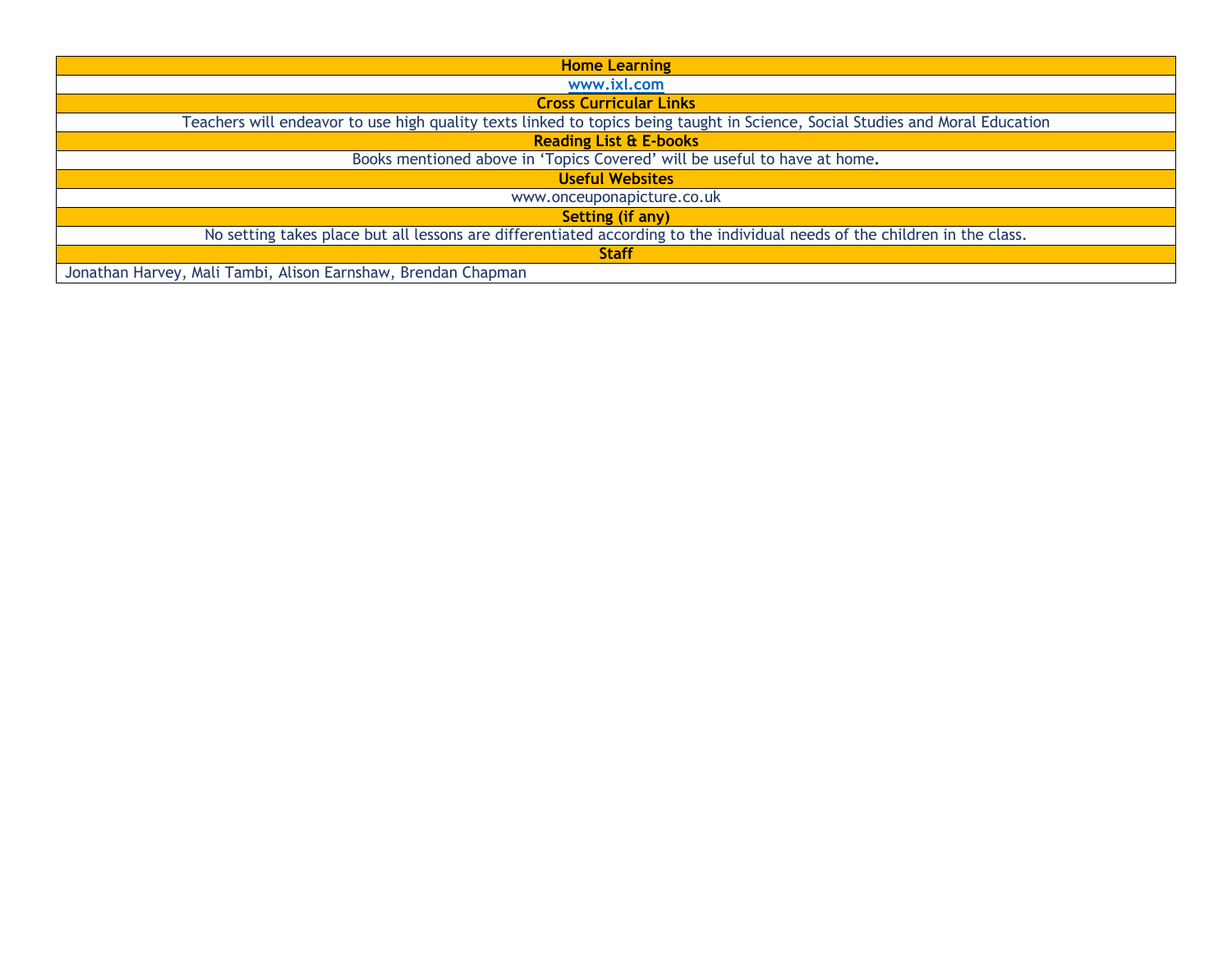| Home Learning |
| --- |
| www.ixl.com |
| **Cross Curricular Links** |
| Teachers will endeavor to use high quality texts linked to topics being taught in Science, Social Studies and Moral Education |
| **Reading List & E-books** |
| Books mentioned above in 'Topics Covered' will be useful to have at home. |
| **Useful Websites** |
| www.onceuponapicture.co.uk |
| **Setting (if any)** |
| No setting takes place but all lessons are differentiated according to the individual needs of the children in the class. |
| **Staff** |
| Jonathan Harvey, Mali Tambi, Alison Earnshaw, Brendan Chapman |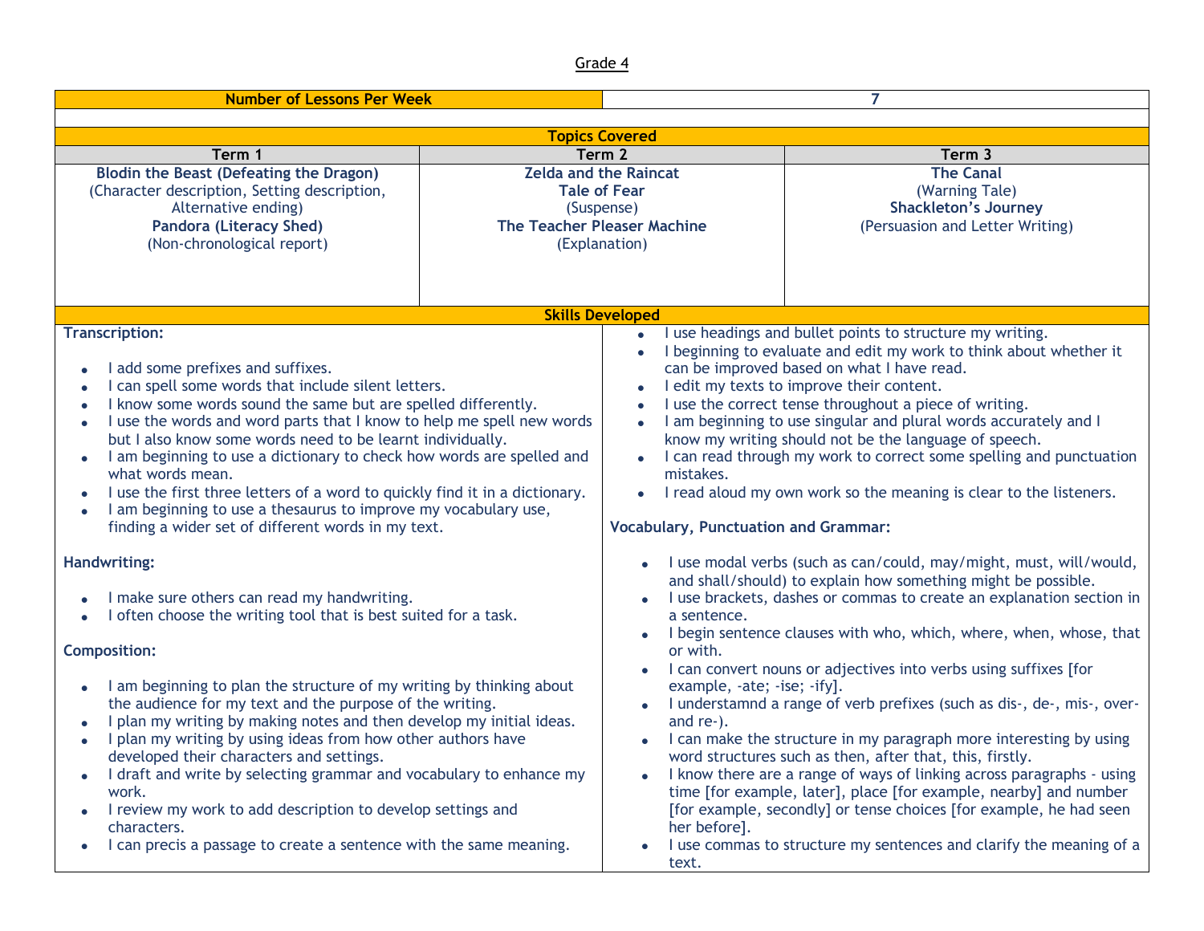Grade 4

| Number of Lessons Per Week | 7 |
|---|---|

## Topics Covered

| Term 1 | Term 2 | Term 3 |
|---|---|---|
| **Blodin the Beast (Defeating the Dragon)** (Character description, Setting description, Alternative ending) **Pandora (Literacy Shed)** (Non-chronological report) | **Zelda and the Raincat** **Tale of Fear** (Suspense) **The Teacher Pleaser Machine** (Explanation) | **The Canal** (Warning Tale) **Shackleton's Journey** (Persuasion and Letter Writing) |

## Skills Developed

**Transcription:**

- I add some prefixes and suffixes.
- I can spell some words that include silent letters.
- I know some words sound the same but are spelled differently.
- I use the words and word parts that I know to help me spell new words but I also know some words need to be learnt individually.
- I am beginning to use a dictionary to check how words are spelled and what words mean.
- I use the first three letters of a word to quickly find it in a dictionary.
- I am beginning to use a thesaurus to improve my vocabulary use, finding a wider set of different words in my text.

**Handwriting:**

- I make sure others can read my handwriting.
- I often choose the writing tool that is best suited for a task.

**Composition:**

- I am beginning to plan the structure of my writing by thinking about the audience for my text and the purpose of the writing.
- I plan my writing by making notes and then develop my initial ideas.
- I plan my writing by using ideas from how other authors have developed their characters and settings.
- I draft and write by selecting grammar and vocabulary to enhance my work.
- I review my work to add description to develop settings and characters.
- I can precis a passage to create a sentence with the same meaning.
- I use headings and bullet points to structure my writing.
- I beginning to evaluate and edit my work to think about whether it can be improved based on what I have read.
- I edit my texts to improve their content.
- I use the correct tense throughout a piece of writing.
- I am beginning to use singular and plural words accurately and I know my writing should not be the language of speech.
- I can read through my work to correct some spelling and punctuation mistakes.
- I read aloud my own work so the meaning is clear to the listeners.

**Vocabulary, Punctuation and Grammar:**

- I use modal verbs (such as can/could, may/might, must, will/would, and shall/should) to explain how something might be possible.
- I use brackets, dashes or commas to create an explanation section in a sentence.
- I begin sentence clauses with who, which, where, when, whose, that or with.
- I can convert nouns or adjectives into verbs using suffixes [for example, -ate; -ise; -ify].
- I understamnd a range of verb prefixes (such as dis-, de-, mis-, over- and re-).
- I can make the structure in my paragraph more interesting by using word structures such as then, after that, this, firstly.
- I know there are a range of ways of linking across paragraphs - using time [for example, later], place [for example, nearby] and number [for example, secondly] or tense choices [for example, he had seen her before].
- I use commas to structure my sentences and clarify the meaning of a text.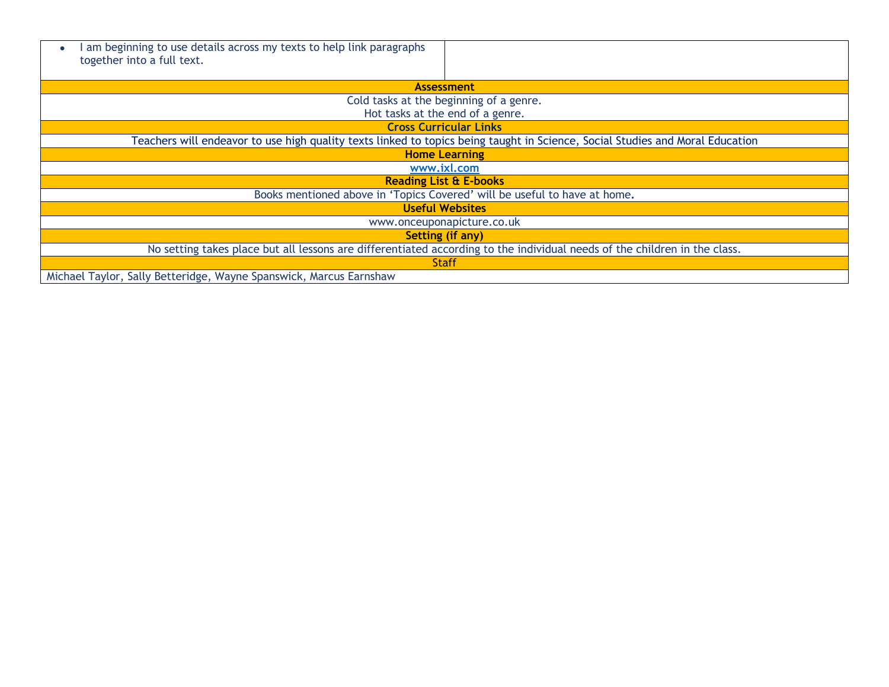| | |
|---|---|
| • I am beginning to use details across my texts to help link paragraphs together into a full text. | |
| **Assessment** | |
| Cold tasks at the beginning of a genre.<br>Hot tasks at the end of a genre. | |
| **Cross Curricular Links** | |
| Teachers will endeavor to use high quality texts linked to topics being taught in Science, Social Studies and Moral Education | |
| **Home Learning** | |
| [www.ixl.com](www.ixl.com) | |
| **Reading List & E-books** | |
| Books mentioned above in 'Topics Covered' will be useful to have at home. | |
| **Useful Websites** | |
| www.onceuponapicture.co.uk | |
| **Setting (if any)** | |
| No setting takes place but all lessons are differentiated according to the individual needs of the children in the class. | |
| Staff | |
| Michael Taylor, Sally Betteridge, Wayne Spanswick, Marcus Earnshaw | |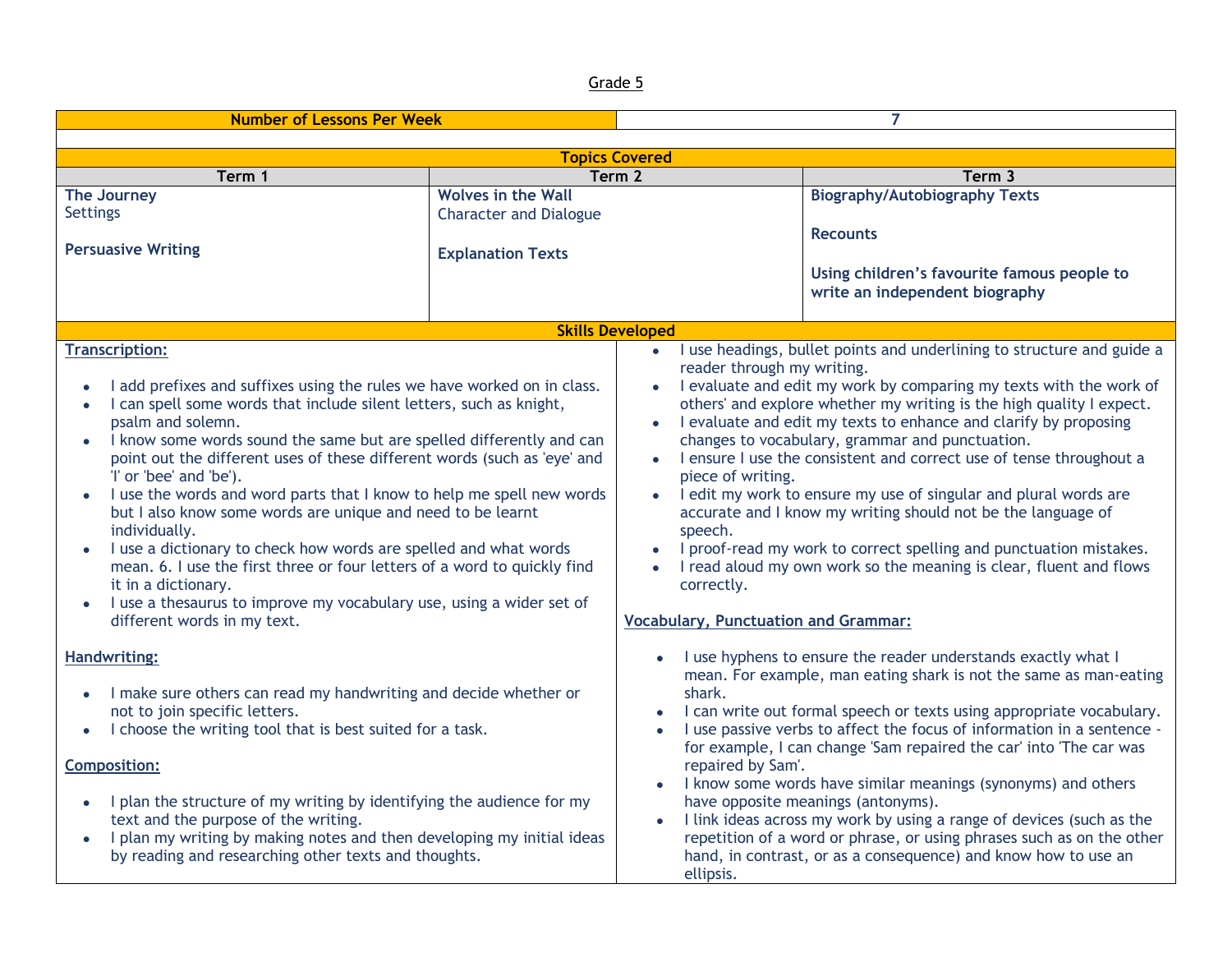Grade 5

| Number of Lessons Per Week | 7 |
|---|---|

**Topics Covered**

| Term 1 | Term 2 | Term 3 |
|---|---|---|
| **The Journey**<br>Settings<br><br>**Persuasive Writing** | **Wolves in the Wall**<br>Character and Dialogue<br><br>**Explanation Texts** | **Biography/Autobiography Texts**<br><br>**Recounts**<br><br>**Using children's favourite famous people to write an independent biography** |

**Skills Developed**

**Transcription:**

- I add prefixes and suffixes using the rules we have worked on in class.
- I can spell some words that include silent letters, such as knight, psalm and solemn.
- I know some words sound the same but are spelled differently and can point out the different uses of these different words (such as 'eye' and 'I' or 'bee' and 'be').
- I use the words and word parts that I know to help me spell new words but I also know some words are unique and need to be learnt individually.
- I use a dictionary to check how words are spelled and what words mean. 6. I use the first three or four letters of a word to quickly find it in a dictionary.
- I use a thesaurus to improve my vocabulary use, using a wider set of different words in my text.

**Handwriting:**

- I make sure others can read my handwriting and decide whether or not to join specific letters.
- I choose the writing tool that is best suited for a task.

**Composition:**

- I plan the structure of my writing by identifying the audience for my text and the purpose of the writing.
- I plan my writing by making notes and then developing my initial ideas by reading and researching other texts and thoughts.
- I use headings, bullet points and underlining to structure and guide a reader through my writing.
- I evaluate and edit my work by comparing my texts with the work of others' and explore whether my writing is the high quality I expect.
- I evaluate and edit my texts to enhance and clarify by proposing changes to vocabulary, grammar and punctuation.
- I ensure I use the consistent and correct use of tense throughout a piece of writing.
- I edit my work to ensure my use of singular and plural words are accurate and I know my writing should not be the language of speech.
- I proof-read my work to correct spelling and punctuation mistakes.
- I read aloud my own work so the meaning is clear, fluent and flows correctly.

**Vocabulary, Punctuation and Grammar:**

- I use hyphens to ensure the reader understands exactly what I mean. For example, man eating shark is not the same as man-eating shark.
- I can write out formal speech or texts using appropriate vocabulary.
- I use passive verbs to affect the focus of information in a sentence - for example, I can change 'Sam repaired the car' into 'The car was repaired by Sam'.
- I know some words have similar meanings (synonyms) and others have opposite meanings (antonyms).
- I link ideas across my work by using a range of devices (such as the repetition of a word or phrase, or using phrases such as on the other hand, in contrast, or as a consequence) and know how to use an ellipsis.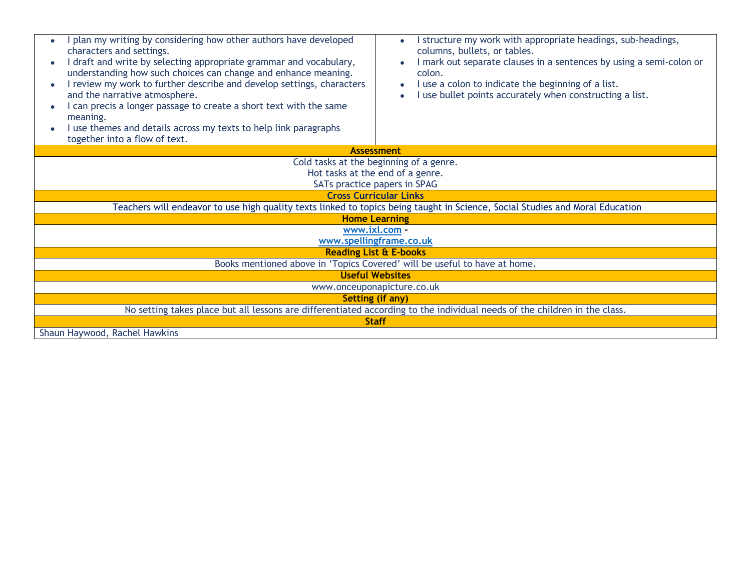| | |
|---|---|
| • I plan my writing by considering how other authors have developed characters and settings.<br>• I draft and write by selecting appropriate grammar and vocabulary, understanding how such choices can change and enhance meaning.<br>• I review my work to further describe and develop settings, characters and the narrative atmosphere.<br>• I can precis a longer passage to create a short text with the same meaning.<br>• I use themes and details across my texts to help link paragraphs together into a flow of text. | • I structure my work with appropriate headings, sub-headings, columns, bullets, or tables.<br>• I mark out separate clauses in a sentences by using a semi-colon or colon.<br>• I use a colon to indicate the beginning of a list.<br>• I use bullet points accurately when constructing a list. |

**Assessment**

Cold tasks at the beginning of a genre.
Hot tasks at the end of a genre.
SATs practice papers in SPAG

**Cross Curricular Links**

Teachers will endeavor to use high quality texts linked to topics being taught in Science, Social Studies and Moral Education

**Home Learning**

www.ixl.com -
www.spellingframe.co.uk

**Reading List & E-books**

Books mentioned above in 'Topics Covered' will be useful to have at home.

**Useful Websites**

www.onceuponapicture.co.uk

**Setting (if any)**

No setting takes place but all lessons are differentiated according to the individual needs of the children in the class.

**Staff**

Shaun Haywood, Rachel Hawkins